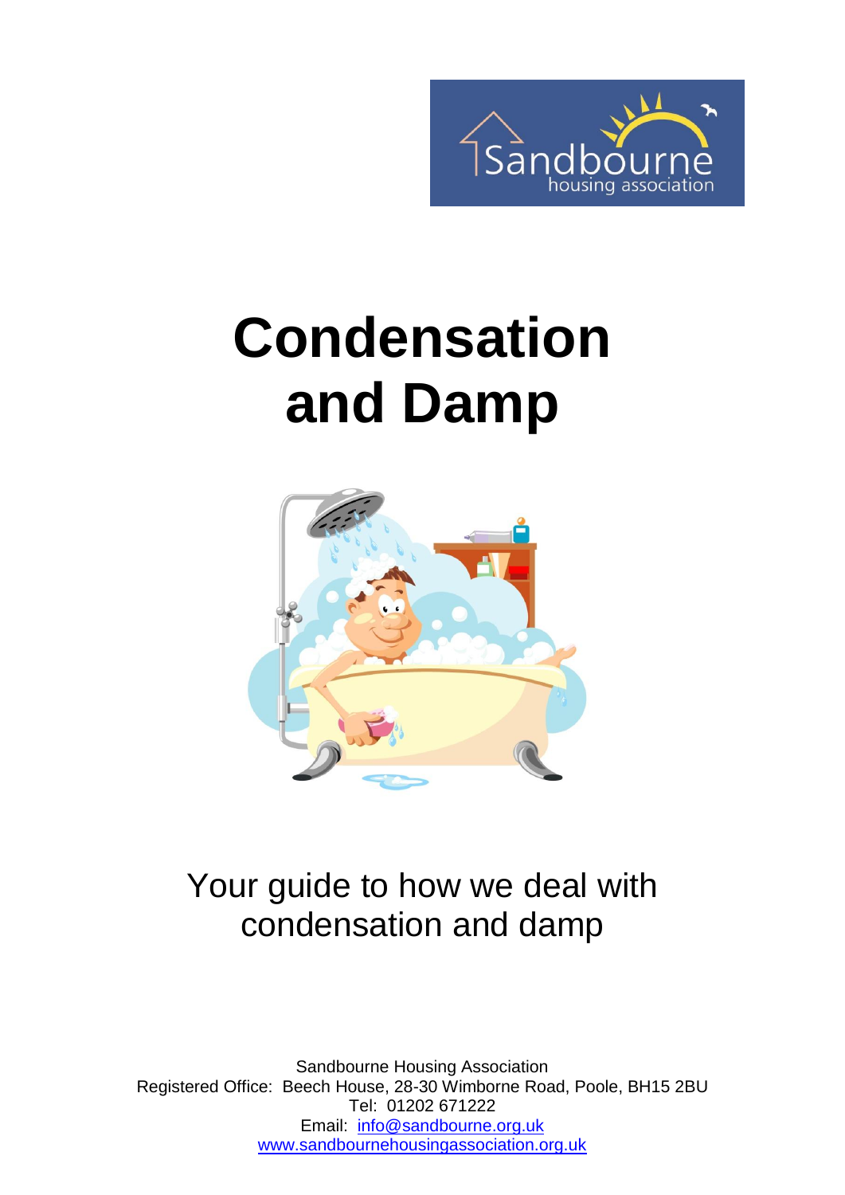# Condensation and Damp

Your guide to how we deal with condensation and damp

Sandbourne Housing Association
Registered Office: Beech House, 28-30 Wimborne Road, Poole, BH15 2BU
Tel: 01202 671222
Email: info@sandbourne.org.uk
www.sandbournehousingassociation.org.uk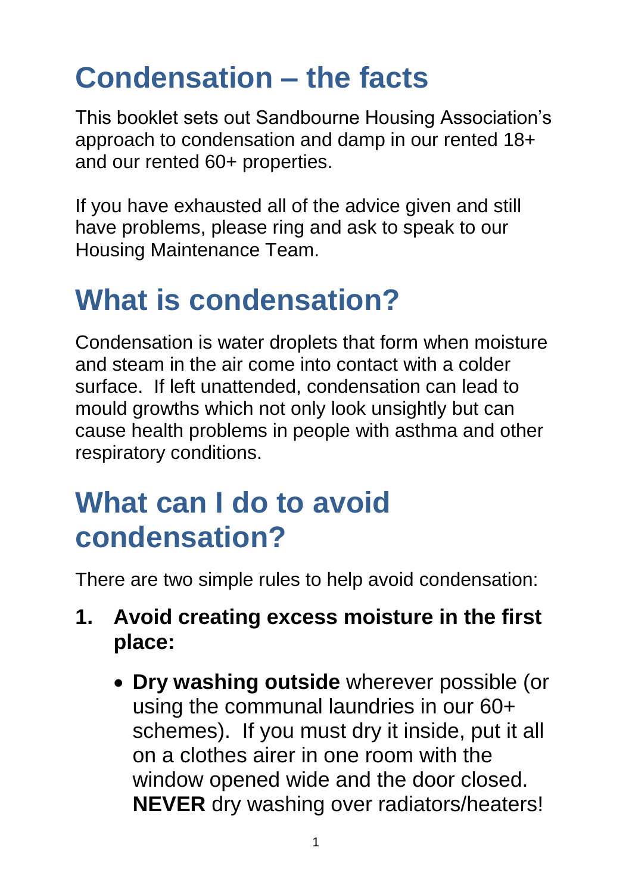# Condensation – the facts

This booklet sets out Sandbourne Housing Association's approach to condensation and damp in our rented 18+ and our rented 60+ properties.

If you have exhausted all of the advice given and still have problems, please ring and ask to speak to our Housing Maintenance Team.

# What is condensation?

Condensation is water droplets that form when moisture and steam in the air come into contact with a colder surface. If left unattended, condensation can lead to mould growths which not only look unsightly but can cause health problems in people with asthma and other respiratory conditions.

# What can I do to avoid condensation?

There are two simple rules to help avoid condensation:

1. **Avoid creating excess moisture in the first place:**

   - **Dry washing outside** wherever possible (or using the communal laundries in our 60+ schemes). If you must dry it inside, put it all on a clothes airer in one room with the window opened wide and the door closed. **NEVER** dry washing over radiators/heaters!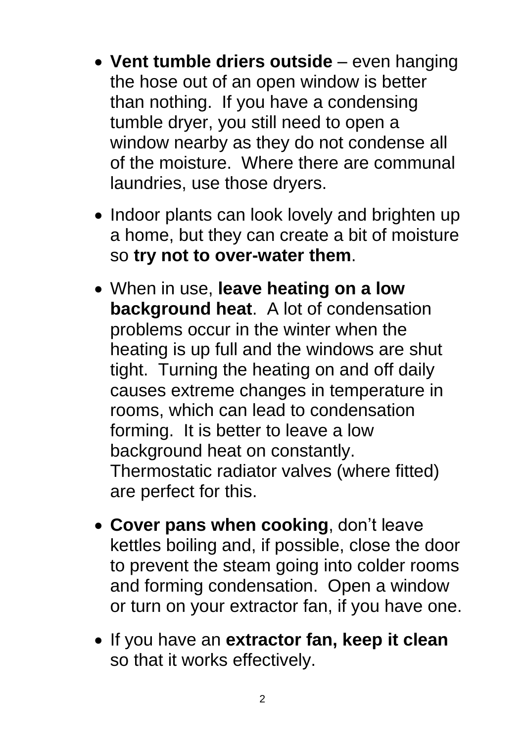- **Vent tumble driers outside** – even hanging the hose out of an open window is better than nothing. If you have a condensing tumble dryer, you still need to open a window nearby as they do not condense all of the moisture. Where there are communal laundries, use those dryers.

- Indoor plants can look lovely and brighten up a home, but they can create a bit of moisture so **try not to over-water them**.

- When in use, **leave heating on a low background heat**. A lot of condensation problems occur in the winter when the heating is up full and the windows are shut tight. Turning the heating on and off daily causes extreme changes in temperature in rooms, which can lead to condensation forming. It is better to leave a low background heat on constantly. Thermostatic radiator valves (where fitted) are perfect for this.

- **Cover pans when cooking**, don't leave kettles boiling and, if possible, close the door to prevent the steam going into colder rooms and forming condensation. Open a window or turn on your extractor fan, if you have one.

- If you have an **extractor fan, keep it clean** so that it works effectively.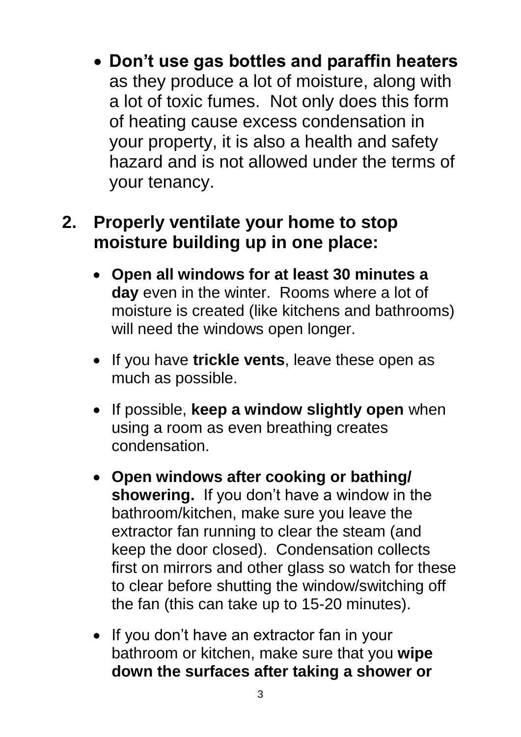- **Don't use gas bottles and paraffin heaters** as they produce a lot of moisture, along with a lot of toxic fumes. Not only does this form of heating cause excess condensation in your property, it is also a health and safety hazard and is not allowed under the terms of your tenancy.

**2. Properly ventilate your home to stop moisture building up in one place:**

- **Open all windows for at least 30 minutes a day** even in the winter. Rooms where a lot of moisture is created (like kitchens and bathrooms) will need the windows open longer.
- If you have **trickle vents**, leave these open as much as possible.
- If possible, **keep a window slightly open** when using a room as even breathing creates condensation.
- **Open windows after cooking or bathing/ showering.** If you don't have a window in the bathroom/kitchen, make sure you leave the extractor fan running to clear the steam (and keep the door closed). Condensation collects first on mirrors and other glass so watch for these to clear before shutting the window/switching off the fan (this can take up to 15-20 minutes).
- If you don't have an extractor fan in your bathroom or kitchen, make sure that you **wipe down the surfaces after taking a shower or**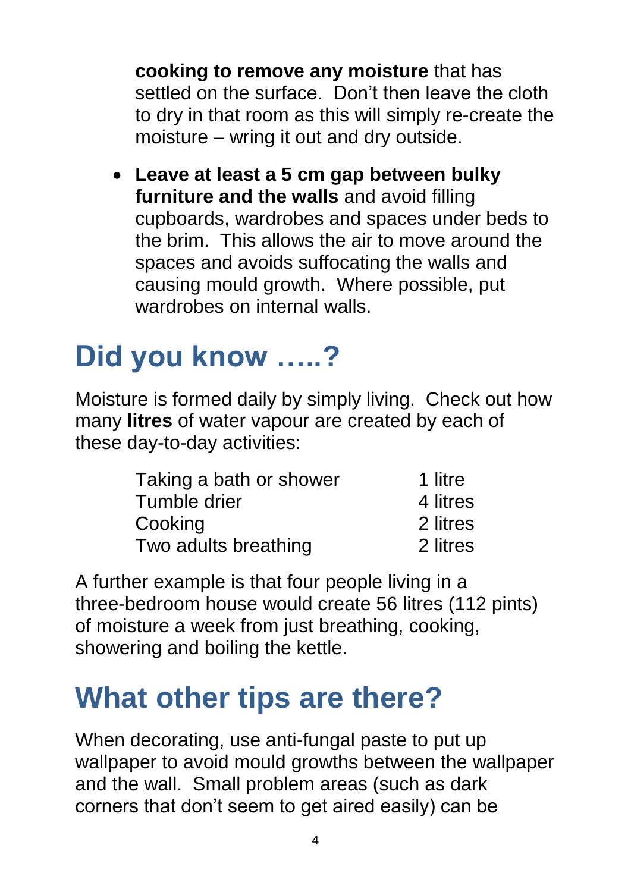**cooking to remove any moisture** that has settled on the surface. Don't then leave the cloth to dry in that room as this will simply re-create the moisture – wring it out and dry outside.

- **Leave at least a 5 cm gap between bulky furniture and the walls** and avoid filling cupboards, wardrobes and spaces under beds to the brim. This allows the air to move around the spaces and avoids suffocating the walls and causing mould growth. Where possible, put wardrobes on internal walls.

## Did you know …..?

Moisture is formed daily by simply living. Check out how many **litres** of water vapour are created by each of these day-to-day activities:

| Activity | Amount |
|---|---|
| Taking a bath or shower | 1 litre |
| Tumble drier | 4 litres |
| Cooking | 2 litres |
| Two adults breathing | 2 litres |

A further example is that four people living in a three-bedroom house would create 56 litres (112 pints) of moisture a week from just breathing, cooking, showering and boiling the kettle.

## What other tips are there?

When decorating, use anti-fungal paste to put up wallpaper to avoid mould growths between the wallpaper and the wall. Small problem areas (such as dark corners that don't seem to get aired easily) can be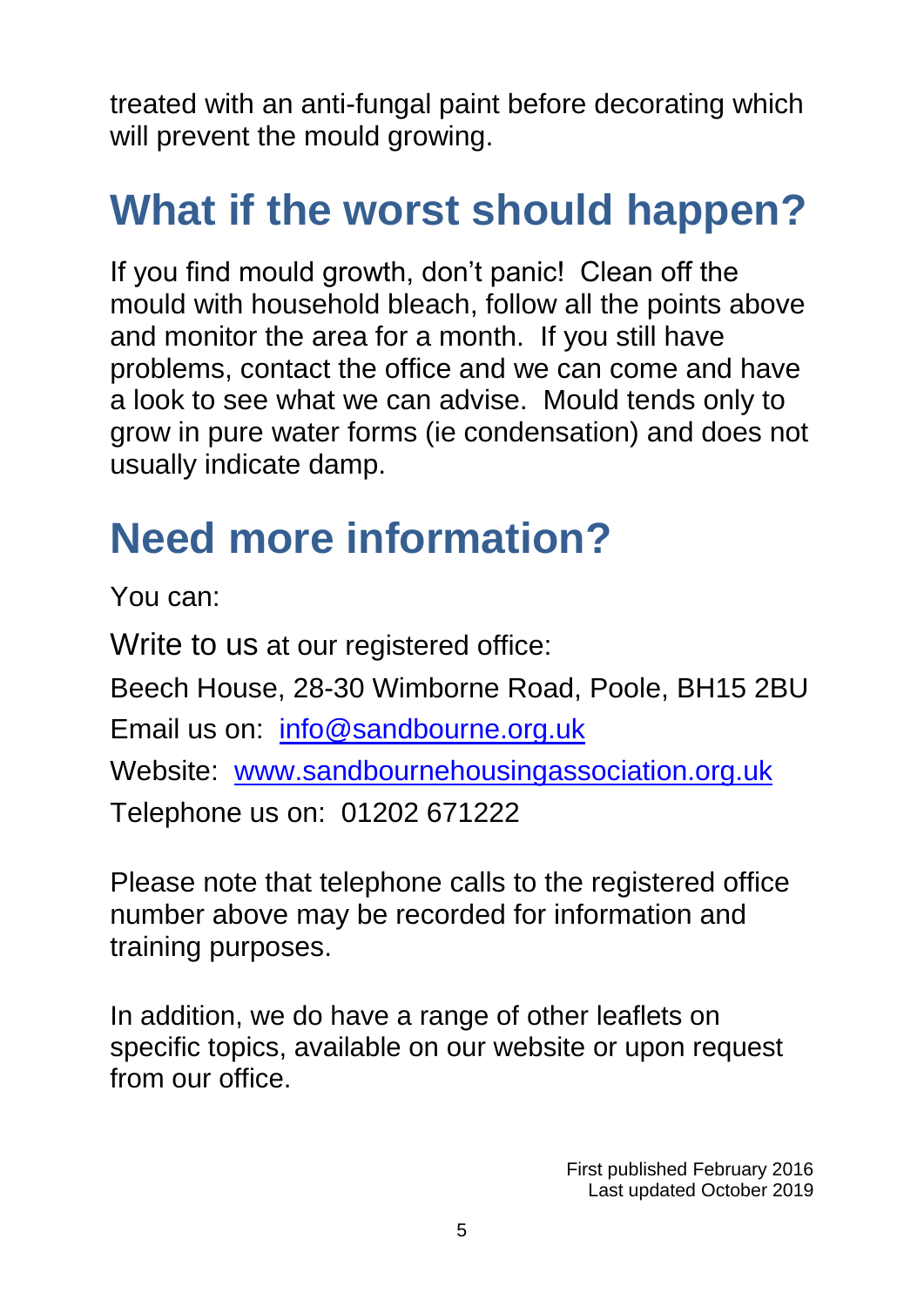treated with an anti-fungal paint before decorating which will prevent the mould growing.

# What if the worst should happen?

If you find mould growth, don't panic! Clean off the mould with household bleach, follow all the points above and monitor the area for a month. If you still have problems, contact the office and we can come and have a look to see what we can advise. Mould tends only to grow in pure water forms (ie condensation) and does not usually indicate damp.

# Need more information?

You can:

Write to us at our registered office:

Beech House, 28-30 Wimborne Road, Poole, BH15 2BU

Email us on: info@sandbourne.org.uk

Website: www.sandbournehousingassociation.org.uk

Telephone us on: 01202 671222

Please note that telephone calls to the registered office number above may be recorded for information and training purposes.

In addition, we do have a range of other leaflets on specific topics, available on our website or upon request from our office.

First published February 2016
Last updated October 2019